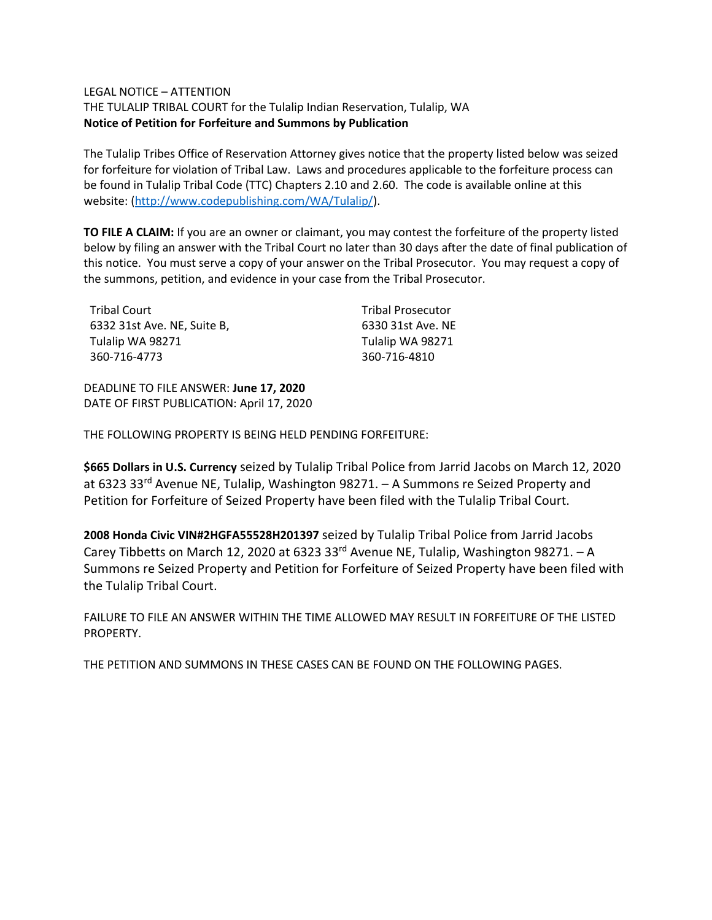LEGAL NOTICE – ATTENTION
THE TULALIP TRIBAL COURT for the Tulalip Indian Reservation, Tulalip, WA
**Notice of Petition for Forfeiture and Summons by Publication**

The Tulalip Tribes Office of Reservation Attorney gives notice that the property listed below was seized for forfeiture for violation of Tribal Law. Laws and procedures applicable to the forfeiture process can be found in Tulalip Tribal Code (TTC) Chapters 2.10 and 2.60. The code is available online at this website: (http://www.codepublishing.com/WA/Tulalip/).

**TO FILE A CLAIM:** If you are an owner or claimant, you may contest the forfeiture of the property listed below by filing an answer with the Tribal Court no later than 30 days after the date of final publication of this notice. You must serve a copy of your answer on the Tribal Prosecutor. You may request a copy of the summons, petition, and evidence in your case from the Tribal Prosecutor.

Tribal Court
6332 31st Ave. NE, Suite B,
Tulalip WA 98271
360-716-4773

Tribal Prosecutor
6330 31st Ave. NE
Tulalip WA 98271
360-716-4810

DEADLINE TO FILE ANSWER: **June 17, 2020**
DATE OF FIRST PUBLICATION: April 17, 2020

THE FOLLOWING PROPERTY IS BEING HELD PENDING FORFEITURE:

**$665 Dollars in U.S. Currency** seized by Tulalip Tribal Police from Jarrid Jacobs on March 12, 2020 at 6323 33rd Avenue NE, Tulalip, Washington 98271. – A Summons re Seized Property and Petition for Forfeiture of Seized Property have been filed with the Tulalip Tribal Court.

**2008 Honda Civic VIN#2HGFA55528H201397** seized by Tulalip Tribal Police from Jarrid Jacobs Carey Tibbetts on March 12, 2020 at 6323 33rd Avenue NE, Tulalip, Washington 98271. – A Summons re Seized Property and Petition for Forfeiture of Seized Property have been filed with the Tulalip Tribal Court.

FAILURE TO FILE AN ANSWER WITHIN THE TIME ALLOWED MAY RESULT IN FORFEITURE OF THE LISTED PROPERTY.

THE PETITION AND SUMMONS IN THESE CASES CAN BE FOUND ON THE FOLLOWING PAGES.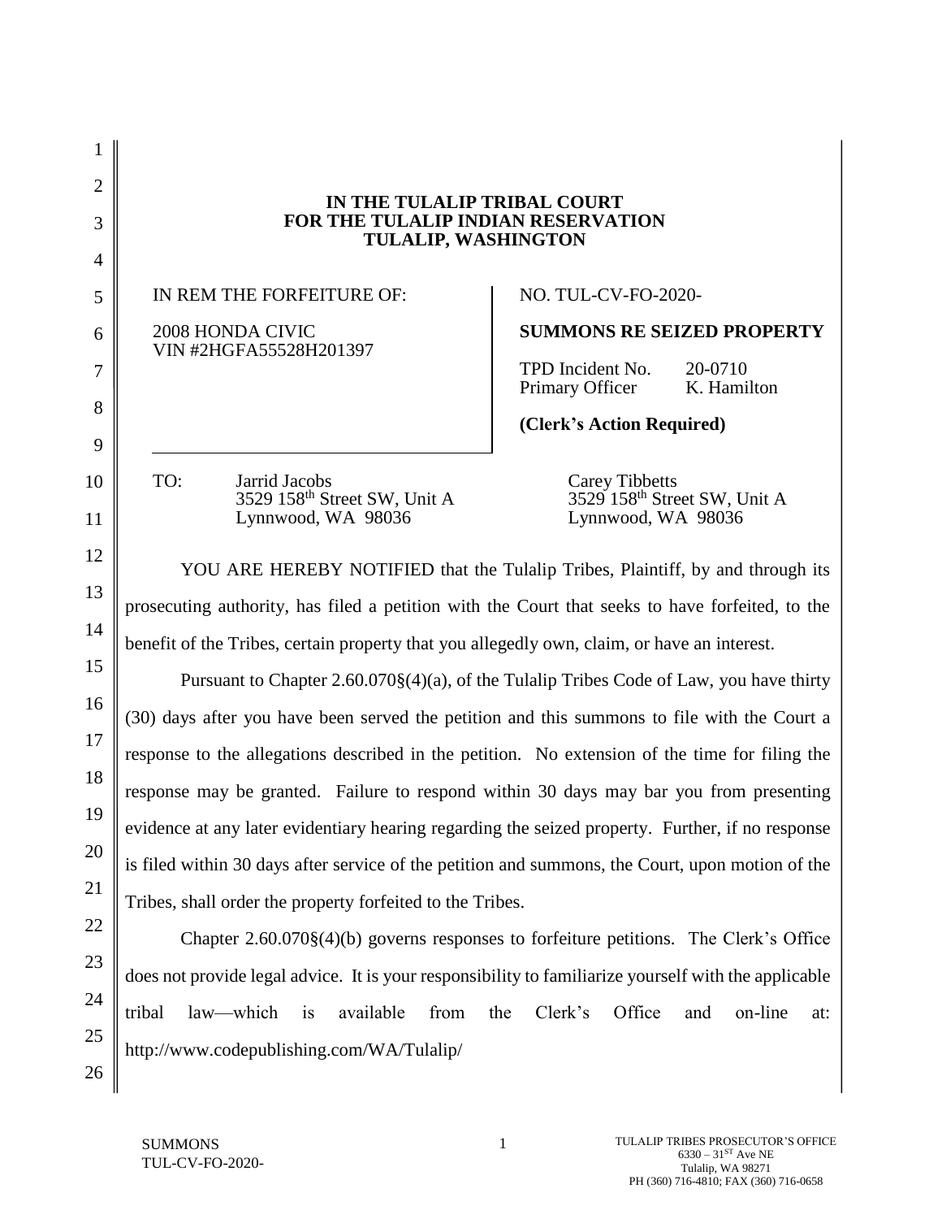**IN THE TULALIP TRIBAL COURT**
**FOR THE TULALIP INDIAN RESERVATION**
**TULALIP, WASHINGTON**

| IN REM THE FORFEITURE OF: | NO. TUL-CV-FO-2020- |
| --- | --- |
| 2008 HONDA CIVIC<br>VIN #2HGFA55528H201397 | **SUMMONS RE SEIZED PROPERTY** |
| | TPD Incident No. 20-0710<br>Primary Officer K. Hamilton |
| | **(Clerk's Action Required)** |

TO: Jarrid Jacobs
3529 158th Street SW, Unit A
Lynnwood, WA 98036

Carey Tibbetts
3529 158th Street SW, Unit A
Lynnwood, WA 98036

YOU ARE HEREBY NOTIFIED that the Tulalip Tribes, Plaintiff, by and through its prosecuting authority, has filed a petition with the Court that seeks to have forfeited, to the benefit of the Tribes, certain property that you allegedly own, claim, or have an interest.

Pursuant to Chapter 2.60.070§(4)(a), of the Tulalip Tribes Code of Law, you have thirty (30) days after you have been served the petition and this summons to file with the Court a response to the allegations described in the petition. No extension of the time for filing the response may be granted. Failure to respond within 30 days may bar you from presenting evidence at any later evidentiary hearing regarding the seized property. Further, if no response is filed within 30 days after service of the petition and summons, the Court, upon motion of the Tribes, shall order the property forfeited to the Tribes.

Chapter 2.60.070§(4)(b) governs responses to forfeiture petitions. The Clerk's Office does not provide legal advice. It is your responsibility to familiarize yourself with the applicable tribal law—which is available from the Clerk's Office and on-line at: http://www.codepublishing.com/WA/Tulalip/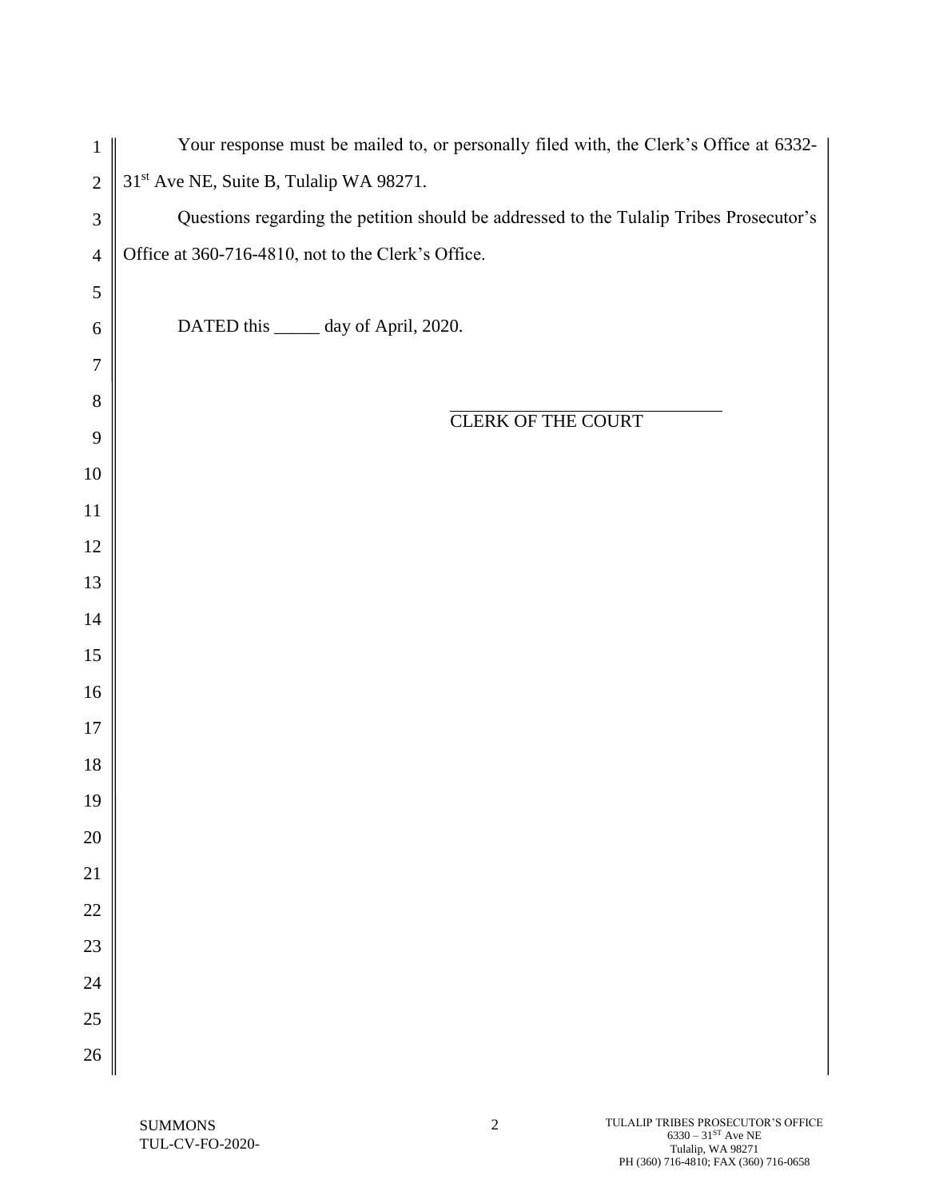Your response must be mailed to, or personally filed with, the Clerk's Office at 6332-31st Ave NE, Suite B, Tulalip WA 98271.

Questions regarding the petition should be addressed to the Tulalip Tribes Prosecutor's Office at 360-716-4810, not to the Clerk's Office.

DATED this _____ day of April, 2020.

\_\_\_\_\_\_\_\_\_\_\_\_\_\_\_\_\_\_\_\_\_\_\_\_\_\_\_\_\_\_

CLERK OF THE COURT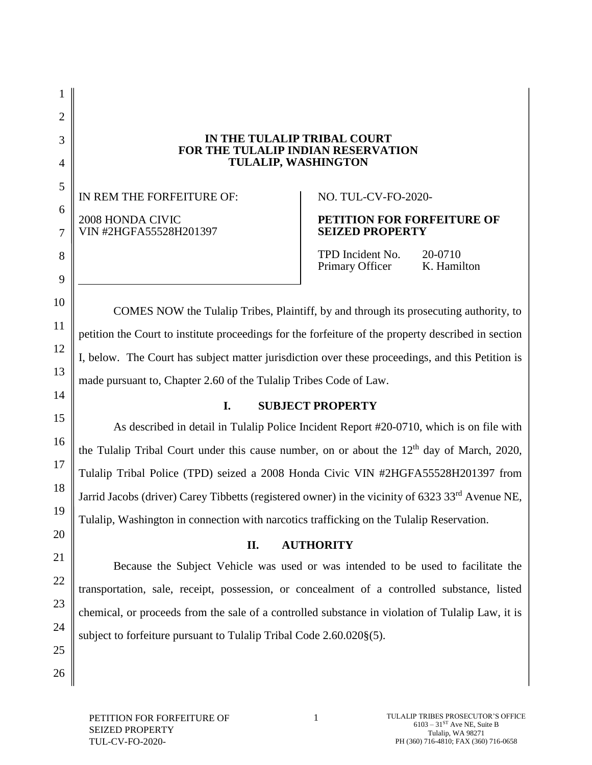# IN THE TULALIP TRIBAL COURT
# FOR THE TULALIP INDIAN RESERVATION
# TULALIP, WASHINGTON

| IN REM THE FORFEITURE OF:<br><br>2008 HONDA CIVIC<br>VIN #2HGFA55528H201397 | NO. TUL-CV-FO-2020-<br><br>**PETITION FOR FORFEITURE OF SEIZED PROPERTY**<br><br>TPD Incident No. 20-0710<br>Primary Officer K. Hamilton |
|---|---|

COMES NOW the Tulalip Tribes, Plaintiff, by and through its prosecuting authority, to petition the Court to institute proceedings for the forfeiture of the property described in section I, below. The Court has subject matter jurisdiction over these proceedings, and this Petition is made pursuant to, Chapter 2.60 of the Tulalip Tribes Code of Law.

## I. SUBJECT PROPERTY

As described in detail in Tulalip Police Incident Report #20-0710, which is on file with the Tulalip Tribal Court under this cause number, on or about the 12th day of March, 2020, Tulalip Tribal Police (TPD) seized a 2008 Honda Civic VIN #2HGFA55528H201397 from Jarrid Jacobs (driver) Carey Tibbetts (registered owner) in the vicinity of 6323 33rd Avenue NE, Tulalip, Washington in connection with narcotics trafficking on the Tulalip Reservation.

## II. AUTHORITY

Because the Subject Vehicle was used or was intended to be used to facilitate the transportation, sale, receipt, possession, or concealment of a controlled substance, listed chemical, or proceeds from the sale of a controlled substance in violation of Tulalip Law, it is subject to forfeiture pursuant to Tulalip Tribal Code 2.60.020§(5).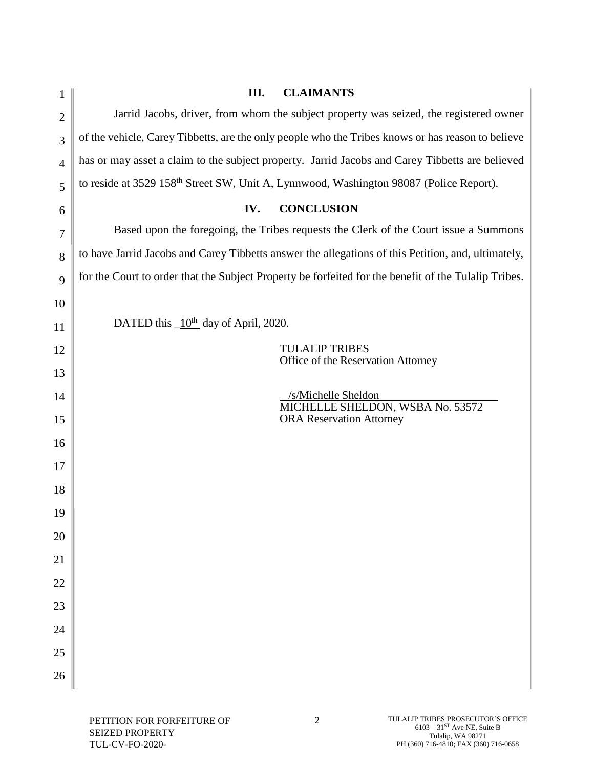## III. CLAIMANTS

Jarrid Jacobs, driver, from whom the subject property was seized, the registered owner of the vehicle, Carey Tibbetts, are the only people who the Tribes knows or has reason to believe has or may asset a claim to the subject property. Jarrid Jacobs and Carey Tibbetts are believed to reside at 3529 158th Street SW, Unit A, Lynnwood, Washington 98087 (Police Report).

## IV. CONCLUSION

Based upon the foregoing, the Tribes requests the Clerk of the Court issue a Summons to have Jarrid Jacobs and Carey Tibbetts answer the allegations of this Petition, and, ultimately, for the Court to order that the Subject Property be forfeited for the benefit of the Tulalip Tribes.

DATED this 10th day of April, 2020.

TULALIP TRIBES
Office of the Reservation Attorney

/s/Michelle Sheldon
MICHELLE SHELDON, WSBA No. 53572
ORA Reservation Attorney

PETITION FOR FORFEITURE OF SEIZED PROPERTY
TUL-CV-FO-2020-

TULALIP TRIBES PROSECUTOR'S OFFICE
6103 – 31ST Ave NE, Suite B
Tulalip, WA 98271
PH (360) 716-4810; FAX (360) 716-0658